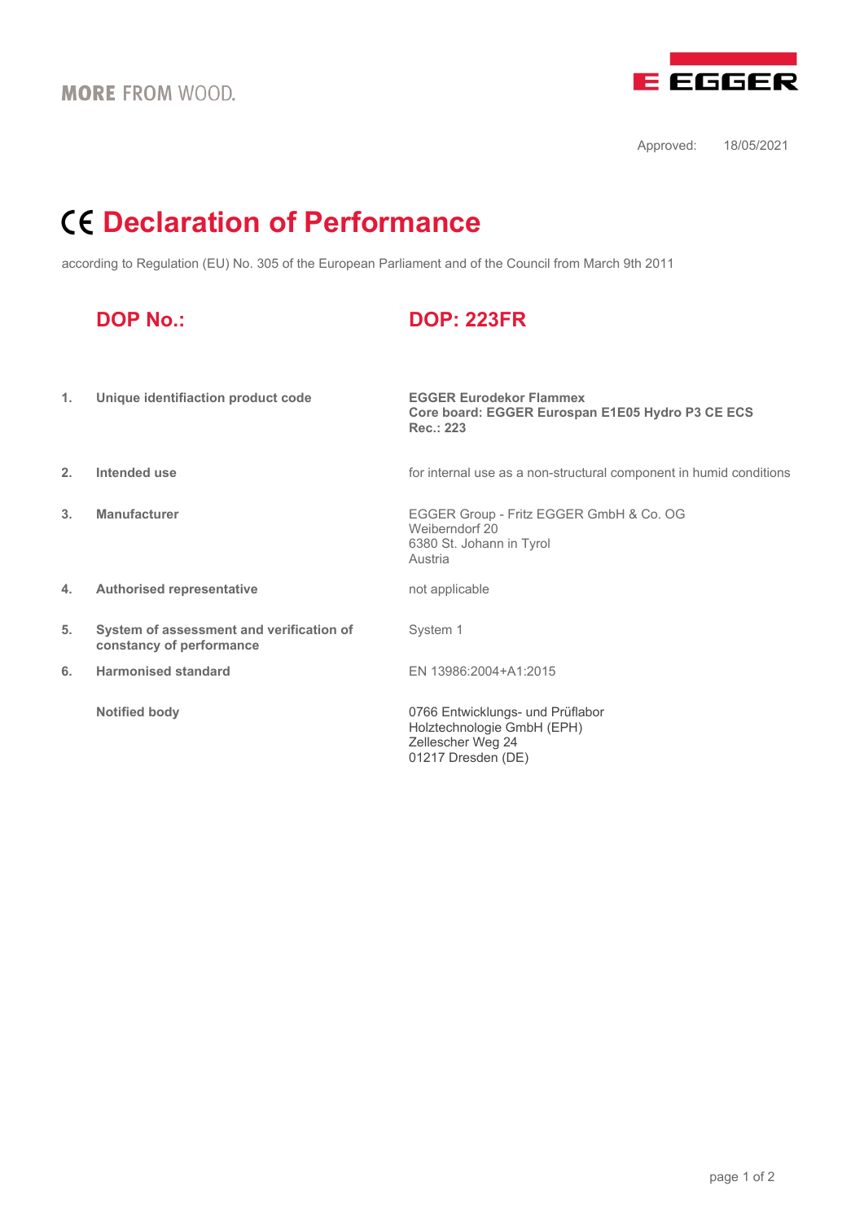MORE FROM WOOD.

EGGER

Approved: 18/05/2021

# CE Declaration of Performance

according to Regulation (EU) No. 305 of the European Parliament and of the Council from March 9th 2011

## DOP No.: DOP: 223FR

| | | |
|---|---|---|
| 1. | **Unique identifiaction product code** | **EGGER Eurodekor Flammex**<br>**Core board: EGGER Eurospan E1E05 Hydro P3 CE ECS**<br>**Rec.: 223** |
| 2. | **Intended use** | for internal use as a non-structural component in humid conditions |
| 3. | **Manufacturer** | EGGER Group - Fritz EGGER GmbH & Co. OG<br>Weiberndorf 20<br>6380 St. Johann in Tyrol<br>Austria |
| 4. | **Authorised representative** | not applicable |
| 5. | **System of assessment and verification of constancy of performance** | System 1 |
| 6. | **Harmonised standard** | EN 13986:2004+A1:2015 |
| | **Notified body** | 0766 Entwicklungs- und Prüflabor<br>Holztechnologie GmbH (EPH)<br>Zellescher Weg 24<br>01217 Dresden (DE) |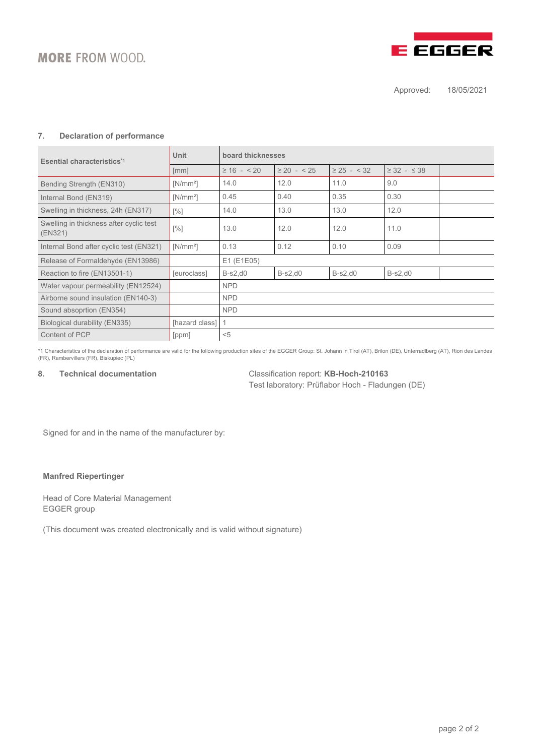MORE FROM WOOD.

Approved: 18/05/2021

## 7. Declaration of performance

| Esential characteristics*1 | Unit | board thicknesses | | | | |
|---|---|---|---|---|---|---|
| | [mm] | ≥ 16 - < 20 | ≥ 20 - < 25 | ≥ 25 - < 32 | ≥ 32 - ≤ 38 | |
| Bending Strength (EN310) | [N/mm²] | 14.0 | 12.0 | 11.0 | 9.0 | |
| Internal Bond (EN319) | [N/mm²] | 0.45 | 0.40 | 0.35 | 0.30 | |
| Swelling in thickness, 24h (EN317) | [%] | 14.0 | 13.0 | 13.0 | 12.0 | |
| Swelling in thickness after cyclic test (EN321) | [%] | 13.0 | 12.0 | 12.0 | 11.0 | |
| Internal Bond after cyclic test (EN321) | [N/mm²] | 0.13 | 0.12 | 0.10 | 0.09 | |
| Release of Formaldehyde (EN13986) | | E1 (E1E05) | | | | |
| Reaction to fire (EN13501-1) | [euroclass] | B-s2,d0 | B-s2,d0 | B-s2,d0 | B-s2,d0 | |
| Water vapour permeability (EN12524) | | NPD | | | | |
| Airborne sound insulation (EN140-3) | | NPD | | | | |
| Sound absoprtion (EN354) | | NPD | | | | |
| Biological durability (EN335) | [hazard class] | 1 | | | | |
| Content of PCP | [ppm] | <5 | | | | |

*1 Characteristics of the declaration of performance are valid for the following production sites of the EGGER Group: St. Johann in Tirol (AT), Brilon (DE), Unterradlberg (AT), Rion des Landes (FR), Rambervillers (FR), Biskupiec (PL)

## 8. Technical documentation

Classification report: **KB-Hoch-210163**
Test laboratory: Prüflabor Hoch - Fladungen (DE)

Signed for and in the name of the manufacturer by:

**Manfred Riepertinger**

Head of Core Material Management
EGGER group

(This document was created electronically and is valid without signature)